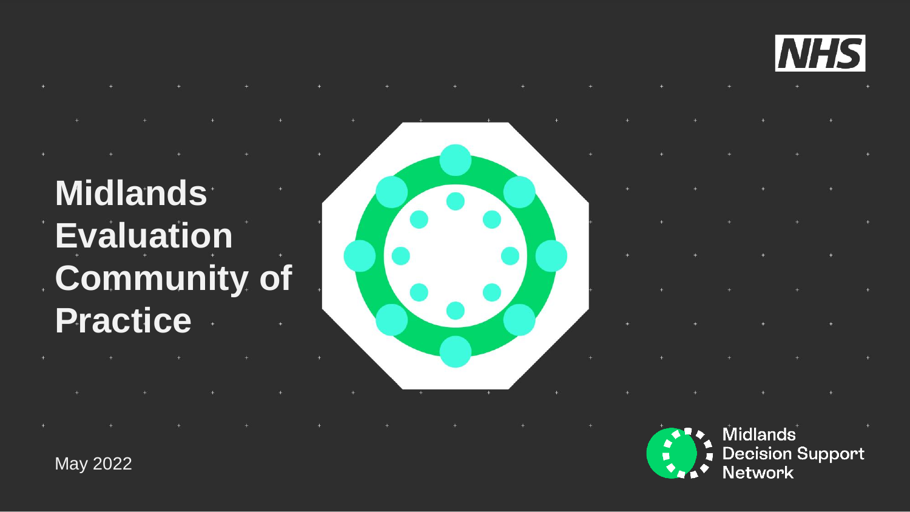# Midlands Evaluation Community of Practice

May 2022

Midlands Decision Support Network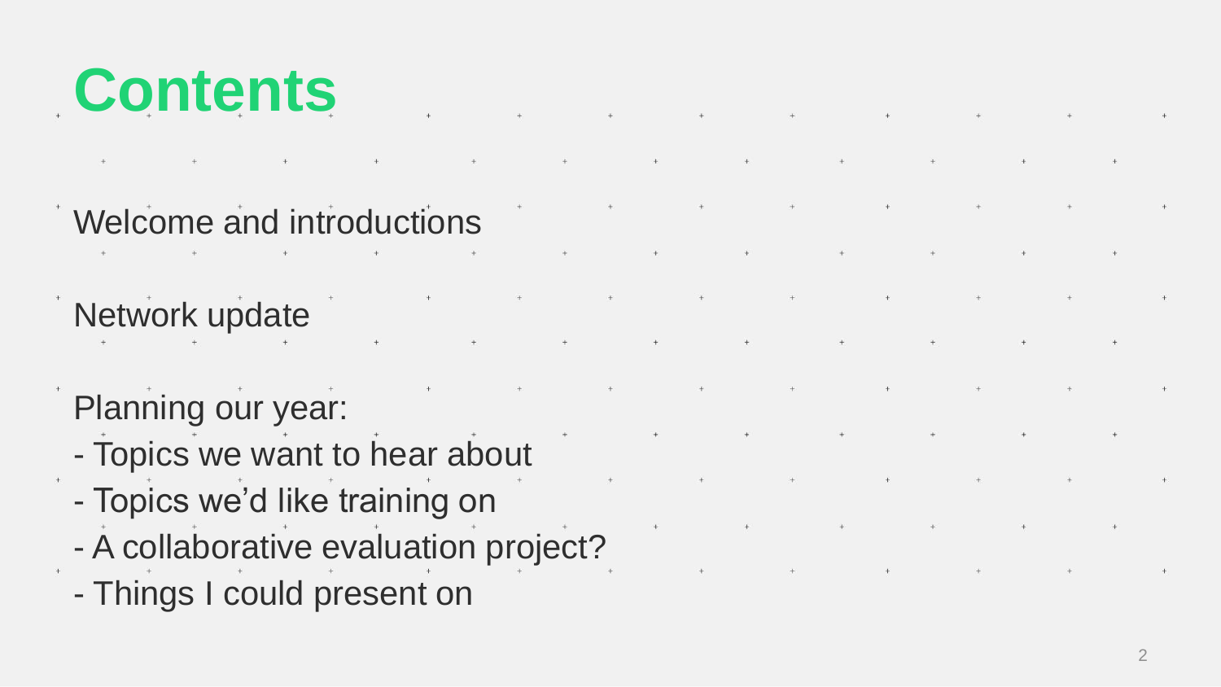# Contents

Welcome and introductions

Network update

Planning our year:

- Topics we want to hear about
- Topics we’d like training on
- A collaborative evaluation project?
- Things I could present on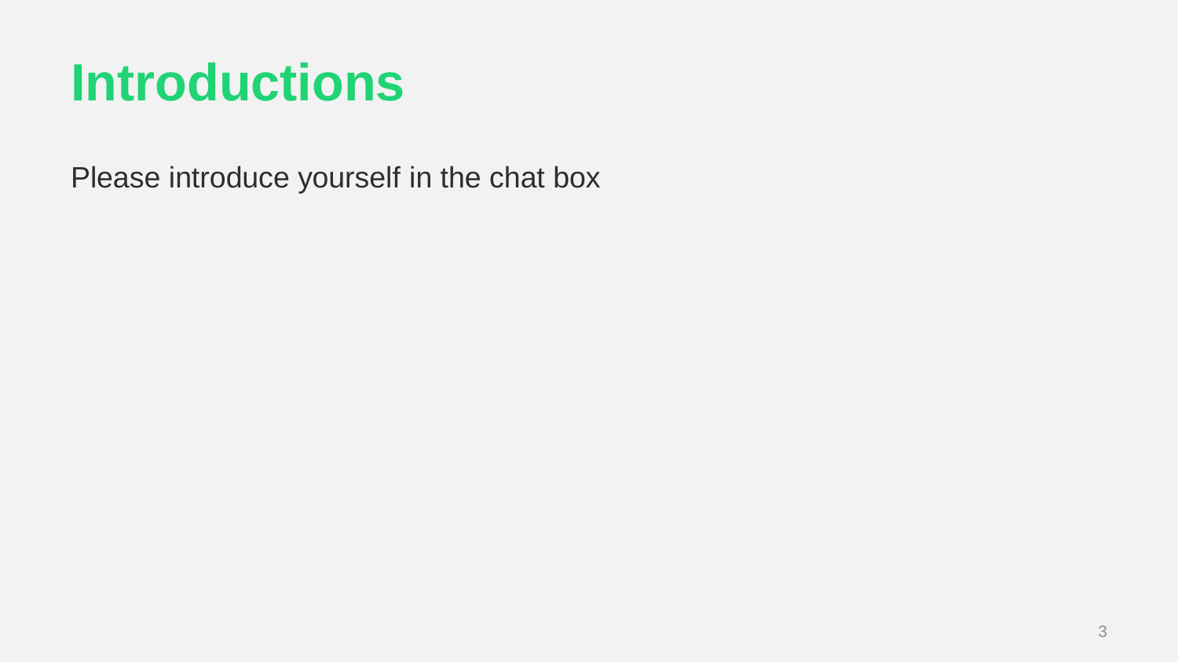# Introductions

Please introduce yourself in the chat box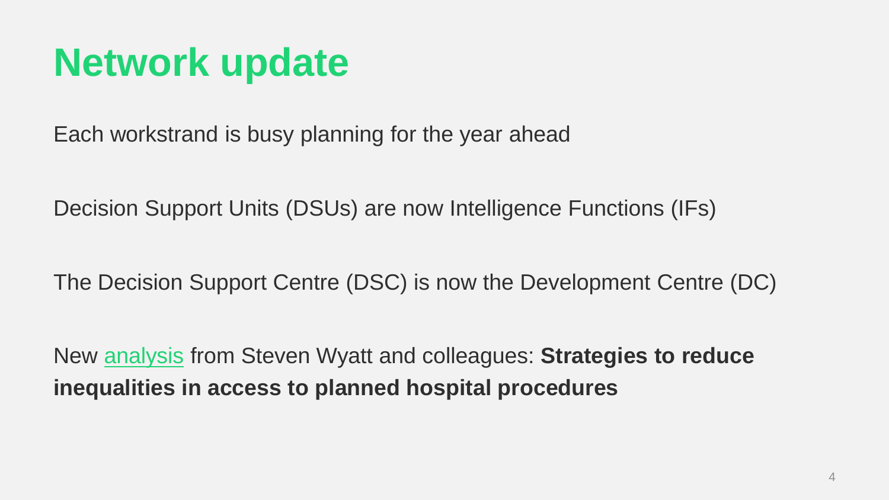# Network update

Each workstrand is busy planning for the year ahead

Decision Support Units (DSUs) are now Intelligence Functions (IFs)

The Decision Support Centre (DSC) is now the Development Centre (DC)

New analysis from Steven Wyatt and colleagues: **Strategies to reduce inequalities in access to planned hospital procedures**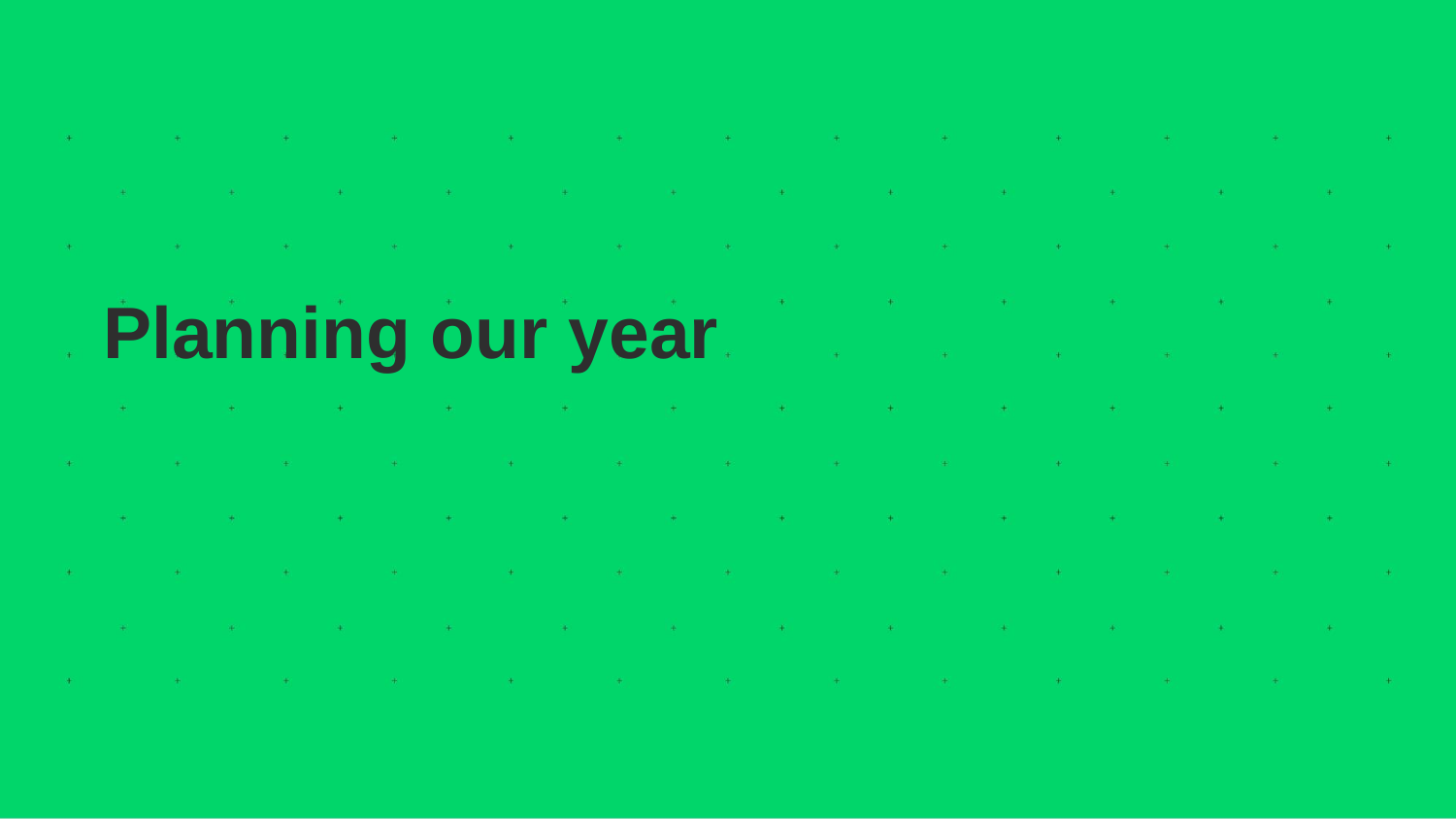# Planning our year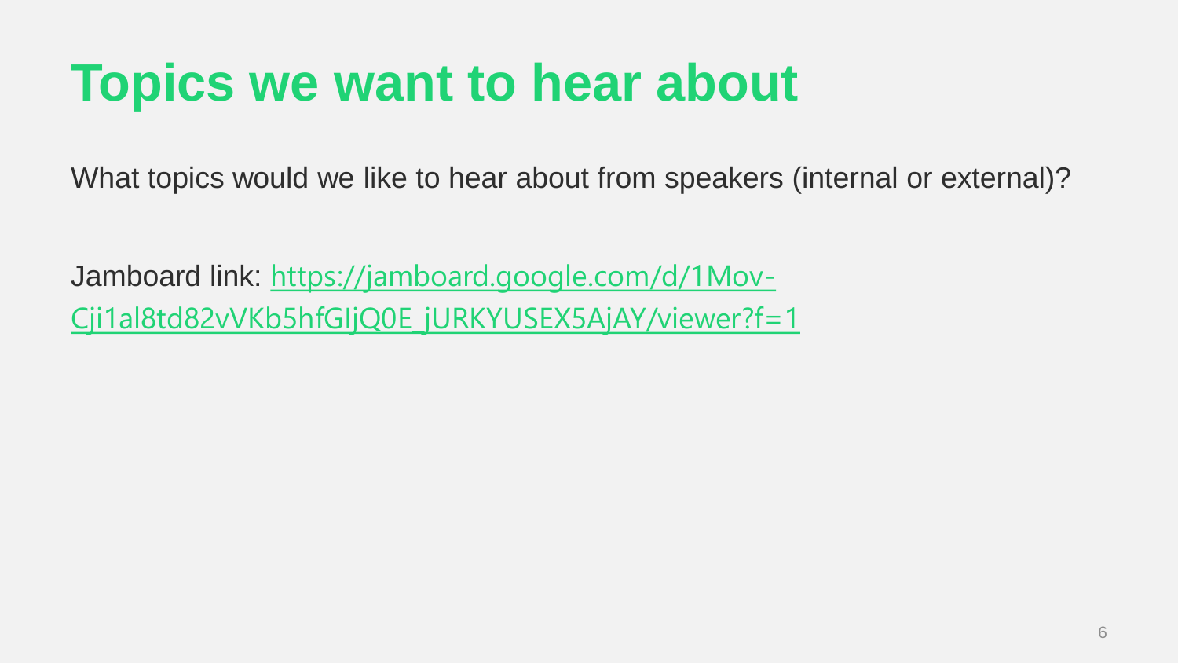# Topics we want to hear about

What topics would we like to hear about from speakers (internal or external)?

Jamboard link: [https://jamboard.google.com/d/1Mov-Cji1al8td82vVKb5hfGIjQ0E_jURKYUSEX5AjAY/viewer?f=1](https://jamboard.google.com/d/1Mov-Cji1al8td82vVKb5hfGIjQ0E_jURKYUSEX5AjAY/viewer?f=1)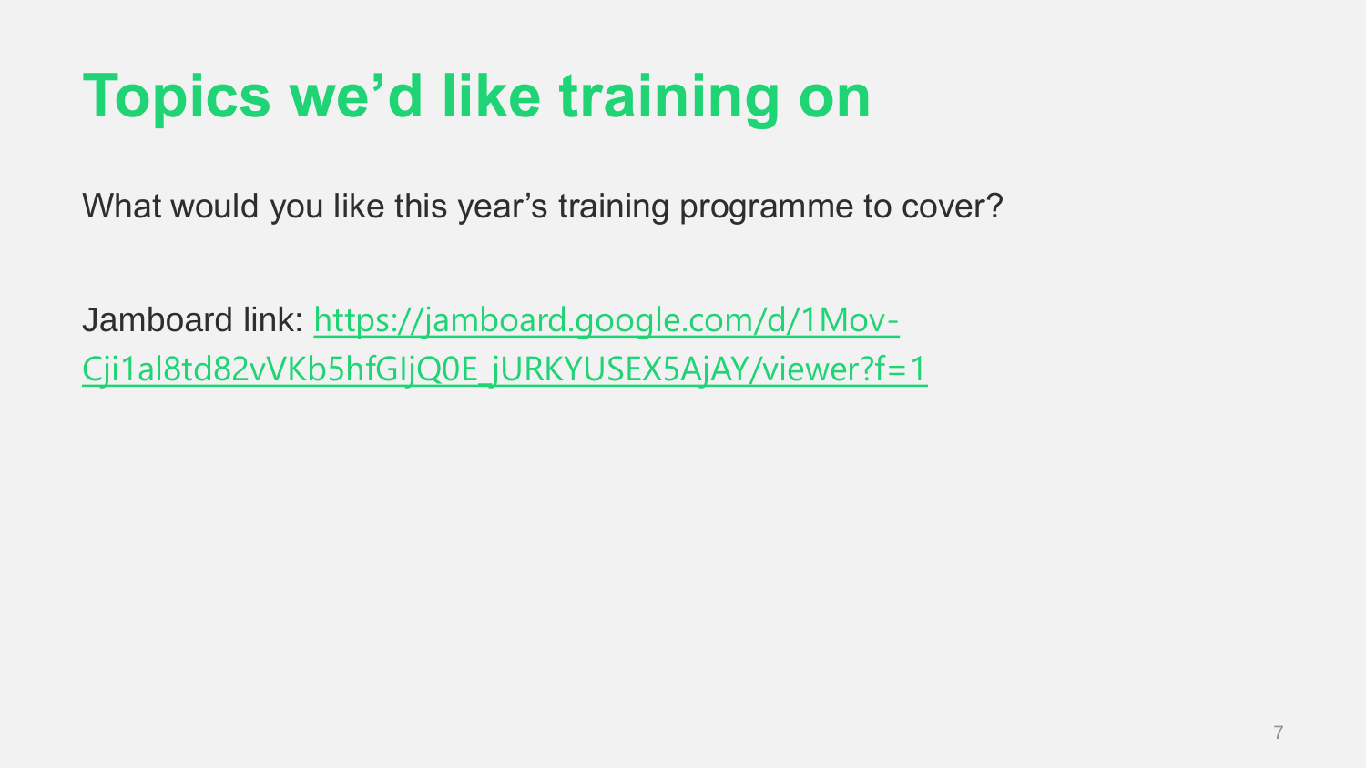# Topics we'd like training on

What would you like this year's training programme to cover?

Jamboard link: [https://jamboard.google.com/d/1Mov-Cji1al8td82vVKb5hfGIjQ0E_jURKYUSEX5AjAY/viewer?f=1](https://jamboard.google.com/d/1Mov-Cji1al8td82vVKb5hfGIjQ0E_jURKYUSEX5AjAY/viewer?f=1)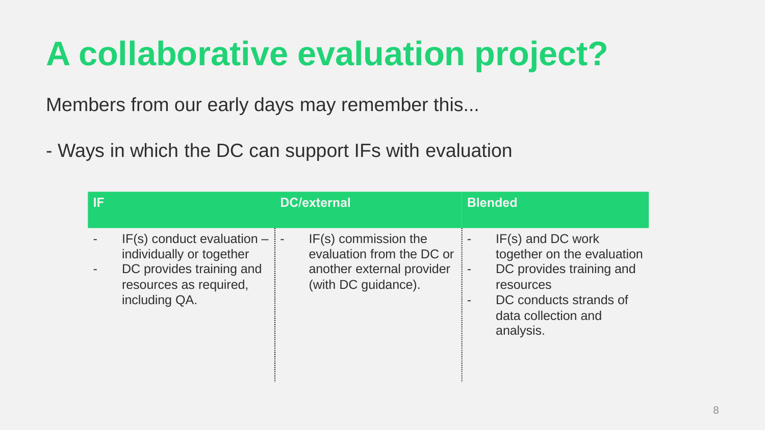# A collaborative evaluation project?

Members from our early days may remember this...

- Ways in which the DC can support IFs with evaluation

| IF | DC/external | Blended |
|---|---|---|
| - IF(s) conduct evaluation – individually or together<br>- DC provides training and resources as required, including QA. | - IF(s) commission the evaluation from the DC or another external provider (with DC guidance). | - IF(s) and DC work together on the evaluation<br>- DC provides training and resources<br>- DC conducts strands of data collection and analysis. |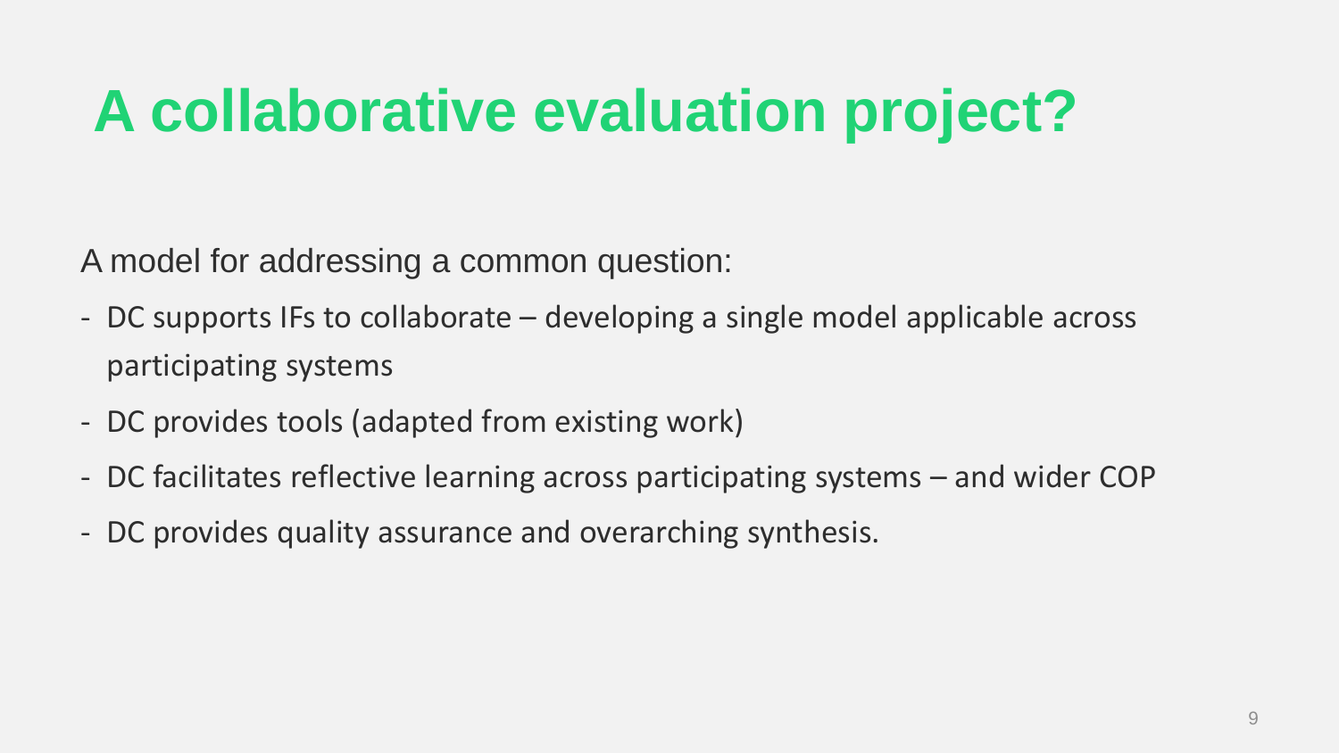# A collaborative evaluation project?

A model for addressing a common question:

- DC supports IFs to collaborate – developing a single model applicable across participating systems
- DC provides tools (adapted from existing work)
- DC facilitates reflective learning across participating systems – and wider COP
- DC provides quality assurance and overarching synthesis.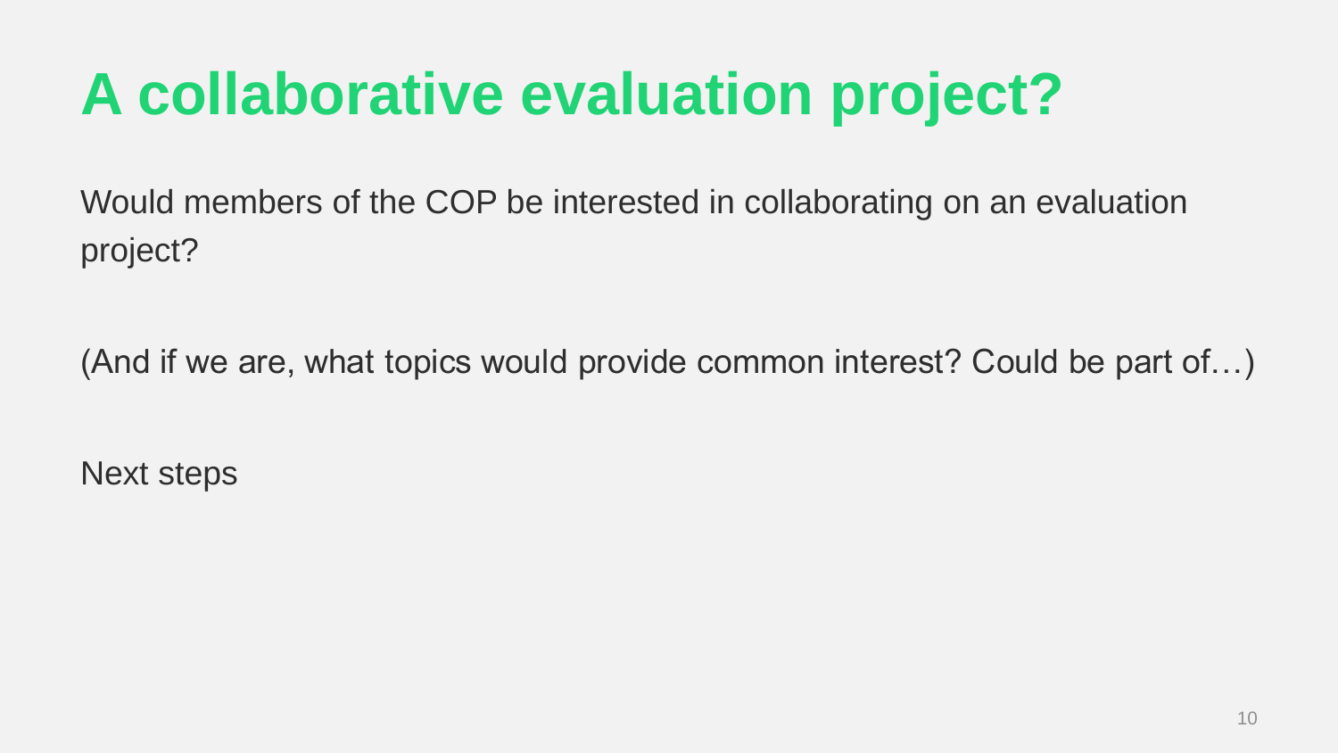# A collaborative evaluation project?

Would members of the COP be interested in collaborating on an evaluation project?

(And if we are, what topics would provide common interest? Could be part of…)

Next steps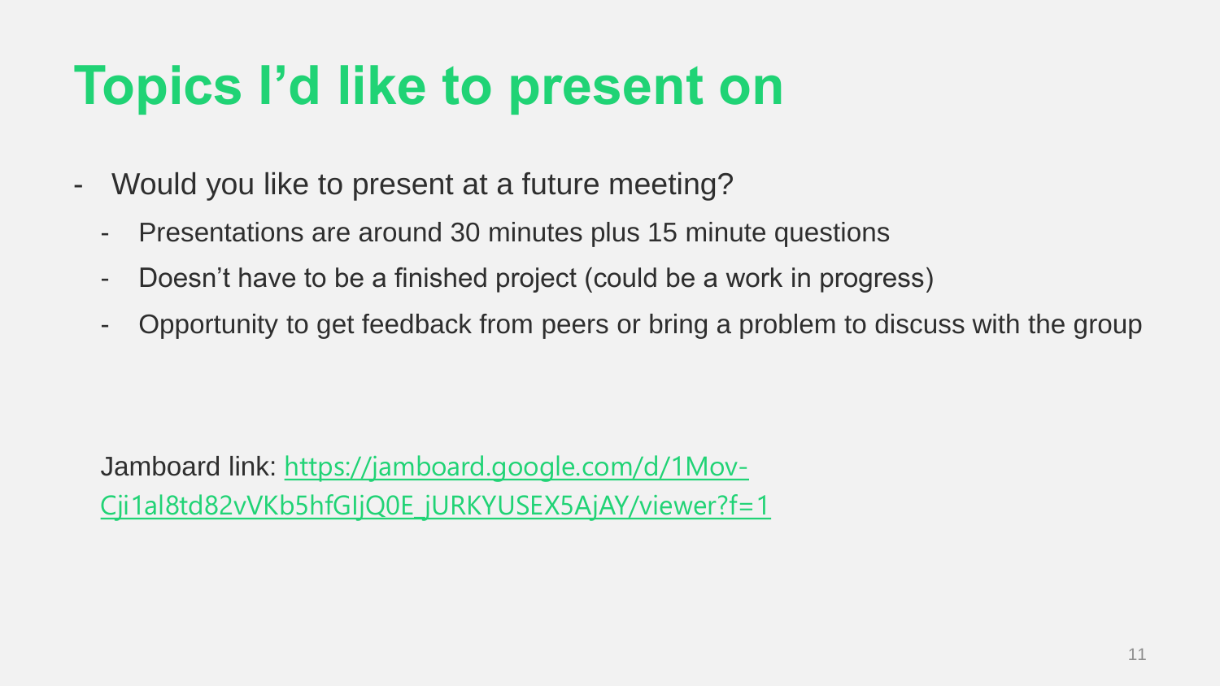# Topics I'd like to present on

- Would you like to present at a future meeting?
  - Presentations are around 30 minutes plus 15 minute questions
  - Doesn't have to be a finished project (could be a work in progress)
  - Opportunity to get feedback from peers or bring a problem to discuss with the group

Jamboard link: [https://jamboard.google.com/d/1Mov-Cji1al8td82vVKb5hfGIjQ0E_jURKYUSEX5AjAY/viewer?f=1](https://jamboard.google.com/d/1Mov-Cji1al8td82vVKb5hfGIjQ0E_jURKYUSEX5AjAY/viewer?f=1)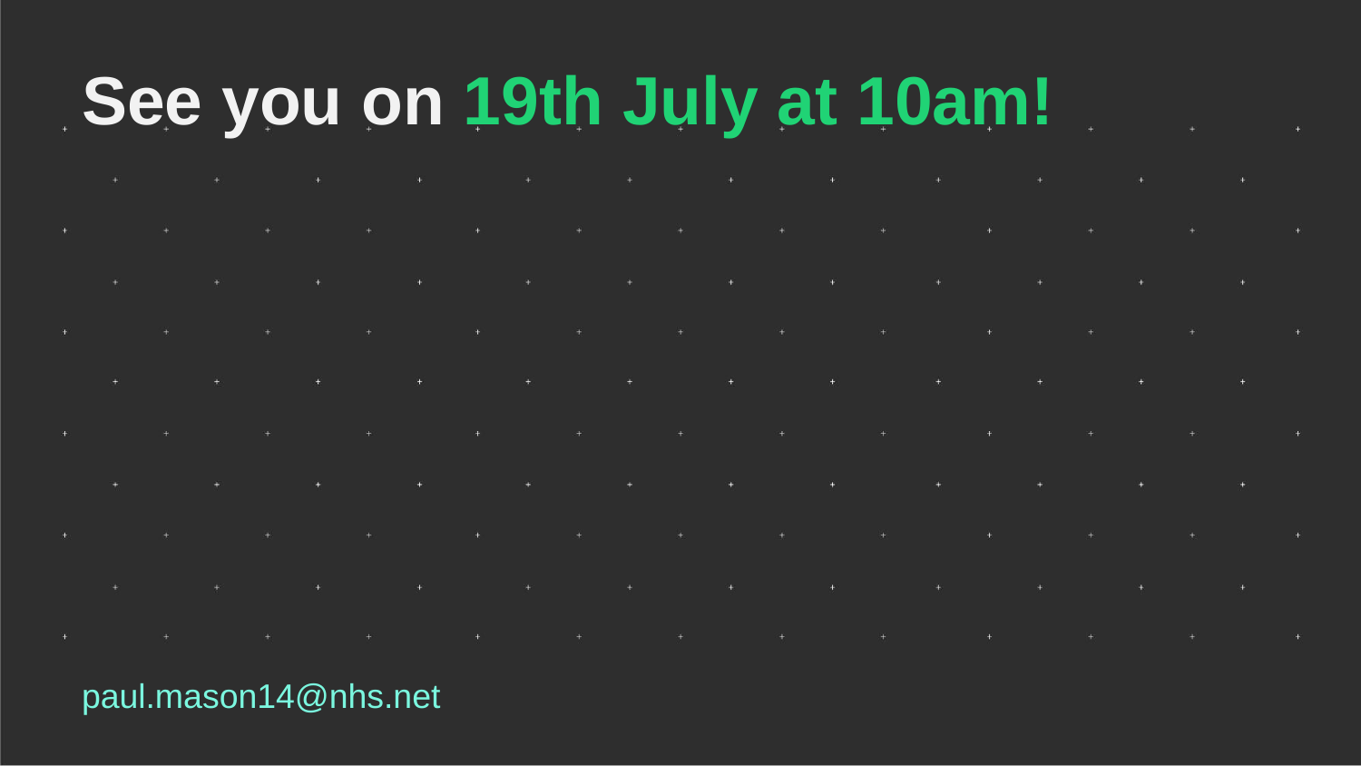# See you on 19th July at 10am!

paul.mason14@nhs.net